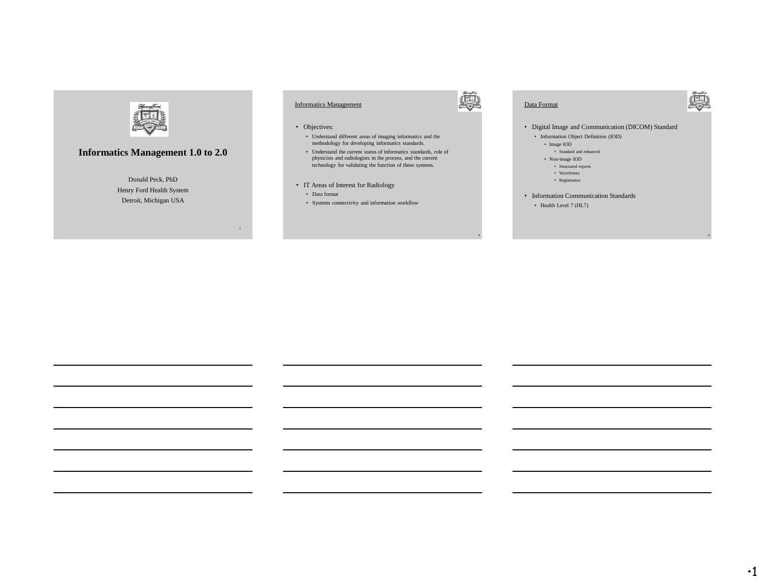# Informatics Management 1.0 to 2.0

Donald Peck, PhD
Henry Ford Health System
Detroit, Michigan USA

## Informatics Management

- Objectives:
  - Understand different areas of imaging informatics and the methodology for developing informatics standards.
  - Understand the current status of informatics standards, role of physicists and radiologists in the process, and the current technology for validating the function of these systems.
- IT Areas of Interest for Radiology
  - Data format
  - Systems connectivity and information workflow

## Data Format

- Digital Image and Communication (DICOM) Standard
  - Information Object Definition (IOD)
    - Image IOD
      - Standard and enhanced
    - Non-image IOD
      - Structured reports
      - Waveforms
      - Registration
- Information Communication Standards
  - Health Level 7 (HL7)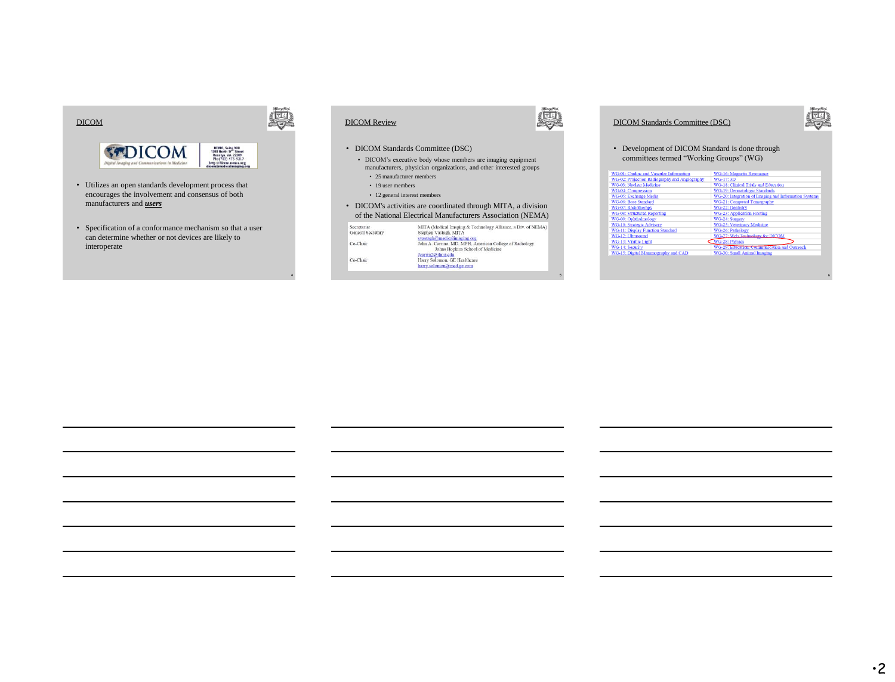## DICOM

DICOM — Digital Imaging and Communications in Medicine

NEMA, Suite 900
1300 North 17th Street
Rosslyn, VA 22209
Ph: (703) 475-9217
http://dicom.nema.org
dicom@medicalimaging.org

- Utilizes an open standards development process that encourages the involvement and consensus of both manufacturers and ***users***
- Specification of a conformance mechanism so that a user can determine whether or not devices are likely to interoperate

## DICOM Review

- DICOM Standards Committee (DSC)
  - DICOM's executive body whose members are imaging equipment manufacturers, physician organizations, and other interested groups
    - 25 manufacturer members
    - 19 user members
    - 12 general interest members
- DICOM's activities are coordinated through MITA, a division of the National Electrical Manufacturers Association (NEMA)

| | |
|---|---|
| Secretariat | MITA (Medical Imaging & Technology Alliance, a Div. of NEMA) |
| General Secretary | Stephen Vastagh, MITA<br>svastagh@medicalimaging.org |
| Co-Chair | John A. Carrino, MD, MPH, American College of Radiology<br>Johns Hopkins School of Medicine<br>Jcarrin2@jhmi.edu |
| Co-Chair | Harry Solomon, GE Healthcare<br>harry.solomon@med.ge.com |

## DICOM Standards Committee (DSC)

- Development of DICOM Standard is done through committees termed "Working Groups" (WG)

| | |
|---|---|
| WG-01: Cardiac and Vascular Information | WG-16: Magnetic Resonance |
| WG-02: Projection Radiography and Angiography | WG-17: 3D |
| WG-03: Nuclear Medicine | WG-18: Clinical Trials and Education |
| WG-04: Compression | WG-19: Dermatologic Standards |
| WG-05: Exchange Media | WG-20: Integration of Imaging and Information Systems |
| WG-06: Base Standard | WG-21: Computed Tomography |
| WG-07: Radiotherapy | WG-22: Dentistry |
| WG-08: Structured Reporting | WG-23: Application Hosting |
| WG-09: Ophthalmology | WG-24: Surgery |
| WG-10: Strategic Advisory | WG-25: Veterinary Medicine |
| WG-11: Display Function Standard | WG-26: Pathology |
| WG-12: Ultrasound | WG-27: Web Technology for DICOM |
| WG-13: Visible Light | WG-28: Physics |
| WG-14: Security | WG-29: Education, Communication and Outreach |
| WG-15: Digital Mammography and CAD | WG-30: Small Animal Imaging |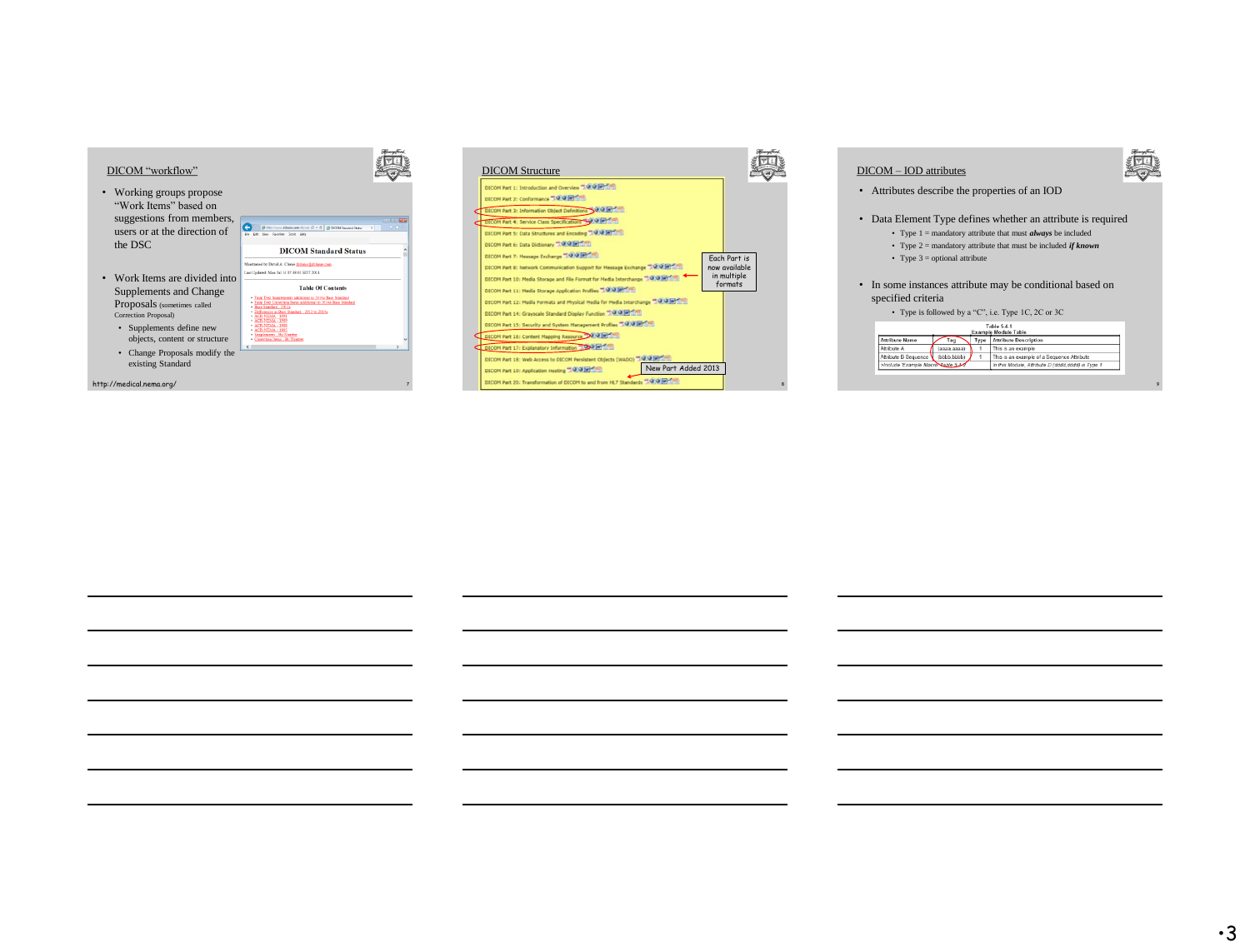## DICOM "workflow"

- Working groups propose "Work Items" based on suggestions from members, users or at the direction of the DSC
- Work Items are divided into Supplements and Change Proposals (sometimes called Correction Proposal)
  - Supplements define new objects, content or structure
  - Change Proposals modify the existing Standard

DICOM Standard Status

Maintained by David A. Clunie

Table Of Contents

http://medical.nema.org/

## DICOM Structure

DICOM Part 1: Introduction and Overview
DICOM Part 2: Conformance
DICOM Part 3: Information Object Definitions
DICOM Part 4: Service Class Specifications
DICOM Part 5: Data Structures and Encoding
DICOM Part 6: Data Dictionary
DICOM Part 7: Message Exchange
DICOM Part 8: Network Communication Support for Message Exchange
DICOM Part 10: Media Storage and File Format for Media Interchange
DICOM Part 11: Media Storage Application Profiles
DICOM Part 12: Media Formats and Physical Media for Media Interchange
DICOM Part 14: Grayscale Standard Display Function
DICOM Part 15: Security and System Management Profiles
DICOM Part 16: Content Mapping Resource
DICOM Part 17: Explanatory Information
DICOM Part 18: Web Access to DICOM Persistent Objects (WADO)
DICOM Part 19: Application Hosting
DICOM Part 20: Transformation of DICOM to and from HL7 Standards

Each Part is now available in multiple formats

New Part Added 2013

## DICOM – IOD attributes

- Attributes describe the properties of an IOD
- Data Element Type defines whether an attribute is required
  - Type 1 = mandatory attribute that must ***always*** be included
  - Type 2 = mandatory attribute that must be included ***if known***
  - Type 3 = optional attribute
- In some instances attribute may be conditional based on specified criteria
  - Type is followed by a "C", i.e. Type 1C, 2C or 3C

Table 5.4-1
Example Module Table

| Attribute Name | Tag | Type | Attribute Description |
|---|---|---|---|
| Attribute A | (aaaa,aaaa) | 1 | This is an example |
| Attribute B Sequence | (bbbb,bbbb) | 1 | This is an example of a Sequence Attribute |
| >Include 'Example Macro' Table 5.4-2 | | | In this Module, Attribute D (dddd,dddd) is Type 1 |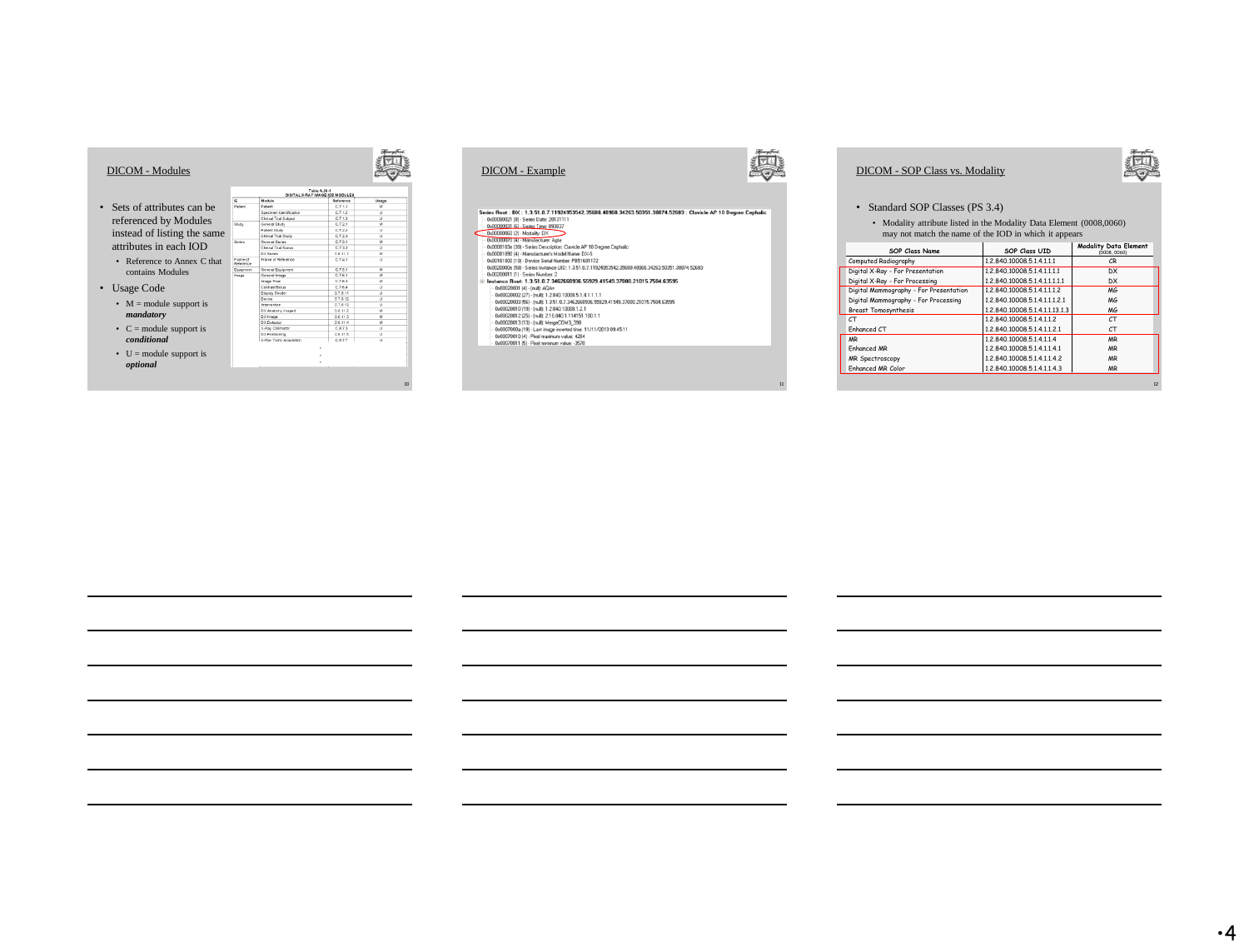## DICOM - Modules

- Sets of attributes can be referenced by Modules instead of listing the same attributes in each IOD
  - Reference to Annex C that contains Modules
- Usage Code
  - M = module support is ***mandatory***
  - C = module support is ***conditional***
  - U = module support is ***optional***

Table A.26-1
DIGITAL X-RAY IMAGE IOD MODULES

| IE | Module | Reference | Usage |
|---|---|---|---|
| Patient | Patient | C.7.1.1 | M |
| | Specimen Identification | C.7.1.2 | U |
| | Clinical Trial Subject | C.7.1.3 | U |
| Study | General Study | C.7.2.1 | M |
| | Patient Study | C.7.2.2 | U |
| | Clinical Trial Study | C.7.2.3 | U |
| Series | General Series | C.7.3.1 | M |
| | Clinical Trial Series | C.7.3.2 | U |
| | DX Series | C.8.11.1 | M |
| Frame of Reference | Frame of Reference | C.7.4.1 | U |
| Equipment | General Equipment | C.7.5.1 | M |
| Image | General Image | C.7.6.1 | M |
| | Image Pixel | C.7.6.3 | M |
| | Contrast/Bolus | C.7.6.4 | U |
| | Display Shutter | C.7.6.11 | U |
| | Device | C.7.6.12 | U |
| | Intervention | C.7.6.13 | U |
| | DX Anatomy Imaged | C.8.11.2 | M |
| | DX Image | C.8.11.3 | M |
| | DX Detector | C.8.11.4 | M |
| | X-Ray Collimator | C.8.7.3 | U |
| | DX Positioning | C.8.11.5 | U |
| | X-Ray Tomo Acquisition | C.8.7.7 | U |

## DICOM - Example

```
Series Root : DX : 1.3.51.0.7.11924953542.35688.48968.34263.50351.38874.52683 : Clavicle AP 10 Degree Cephalic
  0x00080021 (8) : Series Date: 20131111
  0x00080031 (6) : Series Time: 093837
  0x00080060 (2) : Modality: DX
  0x00080070 (4) : Manufacturer: Agfa
  0x0008103e (30) : Series Description: Clavicle AP 10 Degree Cephalic
  0x00081090 (4) : Manufacturer's Model Name: DX-S
  0x00181000 (10) : Device Serial Number: PB51601172
  0x0020000e (58) : Series Instance UID: 1.3.51.0.7.11924953542.35688.48968.34263.50351.38874.52683
  0x00200011 (1) : Series Number: 2
Instance Root : 1.3.51.0.7.3462668936.55929.41549.37000.21015.7504.63595
  0x00020001 (4) : (null): AQA=
  0x00020002 (27) : (null): 1.2.840.10008.5.1.4.1.1.1.1
  0x00020003 (56) : (null): 1.3.51.0.7.3462668936.55929.41549.37000.21015.7504.63595
  0x00020010 (19) : (null): 1.2.840.10008.1.2.1
  0x00020012 (25) : (null): 2.16.840.1.114151.100.1.1
  0x00020013 (13) : (null): MergeCOM3_390
  0x0007000a (19) : Last image inserted time: 11/11/2013 09:45:11
  0x00070010 (4) : Pixel maximum value: 4284
  0x00070011 (5) : Pixel minimum value: -3570
```

## DICOM - SOP Class vs. Modality

- Standard SOP Classes (PS 3.4)
  - Modality attribute listed in the Modality Data Element (0008,0060) may not match the name of the IOD in which it appears

| SOP Class Name | SOP Class UID | Modality Data Element (0008, 0060) |
|---|---|---|
| Computed Radiography | 1.2.840.10008.5.1.4.1.1.1 | CR |
| Digital X-Ray - For Presentation | 1.2.840.10008.5.1.4.1.1.1.1 | DX |
| Digital X-Ray - For Processing | 1.2.840.10008.5.1.4.1.1.1.1.1 | DX |
| Digital Mammography - For Presentation | 1.2.840.10008.5.1.4.1.1.1.2 | MG |
| Digital Mammography - For Processing | 1.2.840.10008.5.1.4.1.1.1.2.1 | MG |
| Breast Tomosynthesis | 1.2.840.10008.5.1.4.1.1.13.1.3 | MG |
| CT | 1.2.840.10008.5.1.4.1.1.2 | CT |
| Enhanced CT | 1.2.840.10008.5.1.4.1.1.2.1 | CT |
| MR | 1.2.840.10008.5.1.4.1.1.4 | MR |
| Enhanced MR | 1.2.840.10008.5.1.4.1.1.4.1 | MR |
| MR Spectroscopy | 1.2.840.10008.5.1.4.1.1.4.2 | MR |
| Enhanced MR Color | 1.2.840.10008.5.1.4.1.1.4.3 | MR |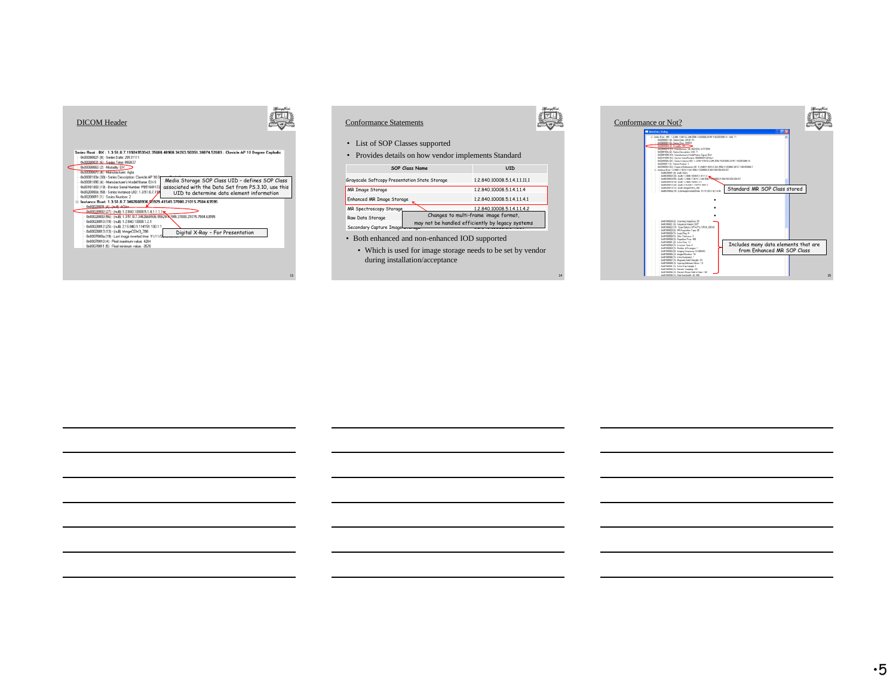## DICOM Header

Series Root : DX : 1.3.51.0.7.11924953542.35688.48968.34263.50351.38874.52683 : Clavicle AP 10 Degree Cephalic

- 0x00080021 (8) : Series Date: 20131111
- 0x00080031 (6) : Series Time: 093637
- 0x00080060 (2) : Modality: DX
- 0x00080070 (4) : Manufacturer: Agfa
- 0x0008103e (30) : Series Description: Clavicle AP 10 D...
- 0x00081090 (4) : Manufacturer's Model Name: DX-S
- 0x00181000 (10) : Device Serial Number: P951601172
- 0x0020000e (58) : Series Instance UID: 1.3.51.0.7.119...
- 0x00200011 (1) : Series Number: 2
- Instance Root : 1.3.51.0.7.3462668936.65929.41549.37000.21015.7504.63595
  - 0x00020001 (4) : (null): AQAn
  - 0x00020002 (27) : (null): 1.2.840.10008.5.1.4.1.1.1.1
  - 0x00020003 (56) : (null): 1.3.51.0.7.3462668936.65929.41549.37000.21015.7504.63595
  - 0x00020010 (19) : (null): 1.2.840.10008.1.2.1
  - 0x00020012 (25) : (null): 2.16.840.1.114151.100.1.1
  - 0x00020013 (13) : (null): MegaCOM3_350
  - 0x0007000a (19) : Last image inverted time: 11/11/2...
  - 0x00070010 (4) : Pixel maximum value: 4284
  - 0x00070011 (5) : Pixel minimum value: -2570

Media Storage SOP Class UID – defines SOP Class associated with the Data Set from PS.3.10, use this UID to determine data element information

Digital X-Ray – For Presentation

## Conformance Statements

- List of SOP Classes supported
- Provides details on how vendor implements Standard

| SOP Class Name | UID |
|---|---|
| Grayscale Softcopy Presentation State Storage | 1.2.840.10008.5.1.4.1.1.11.1 |
| MR Image Storage | 1.2.840.10008.5.1.4.1.1.4 |
| Enhanced MR Image Storage | 1.2.840.10008.5.1.4.1.1.4.1 |
| MR Spectroscopy Storage | 1.2.840.10008.5.1.4.1.1.4.2 |
| Raw Data Storage | |
| Secondary Capture Image Storage | |

Changes to multi-frame image format, may not be handled efficiently by legacy systems

- Both enhanced and non-enhanced IOD supported
  - Which is used for image storage needs to be set by vendor during installation/acceptance

## Conformance or Not?

Standard MR SOP Class stored

Includes many data elements that are from Enhanced MR SOP Class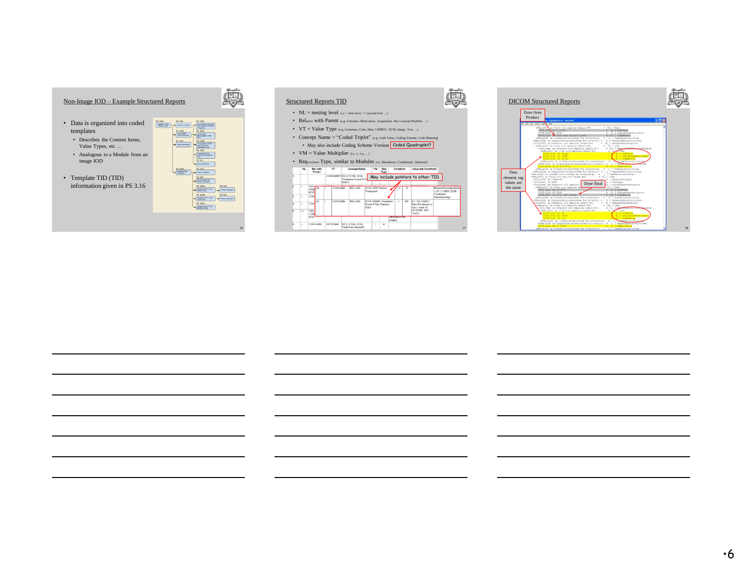## Non-Image IOD – Example Structured Reports

- Data is organized into coded templates
  - Describes the Content Items, Value Types, etc …
  - Analogous to a Module from an image IOD
- Template TID (TID) information given in PS 3.16

## Structured Reports TID

- NL = nesting level (i.e. > first level, >> second level …)
- Relation with Parent (e.g. Contains, Observation, Acquisition, Has Concept Modifier …)
- VT = Value Type (e.g. Container, Code, Date, UIDREF, NUM, Image, Text …)
- Concept Name = "Coded Triplet" (e.g. Code Value, Coding Scheme, Code Meaning)
  - May also include Coding Scheme Version Coded Quadruplet?
- VM = Value Multiplier (i.e. 1, 1-n, …)
- Requirement Type, similar to Modules (i.e. Mandatory, Conditional, Optional)

May include pointers to other TID

## DICOM Structured Reports

Dose Area Product

Data element tag values are the same

Dose Total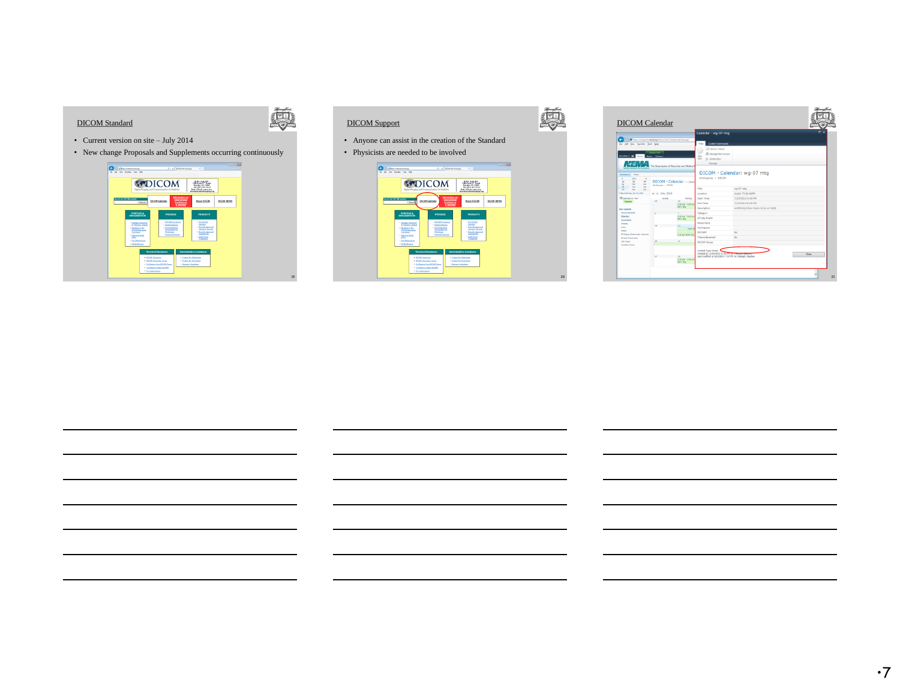## DICOM Standard

- Current version on site – July 2014
- New change Proposals and Supplements occurring continuously

## DICOM Support

- Anyone can assist in the creation of the Standard
- Physicists are needed to be involved

## DICOM Calendar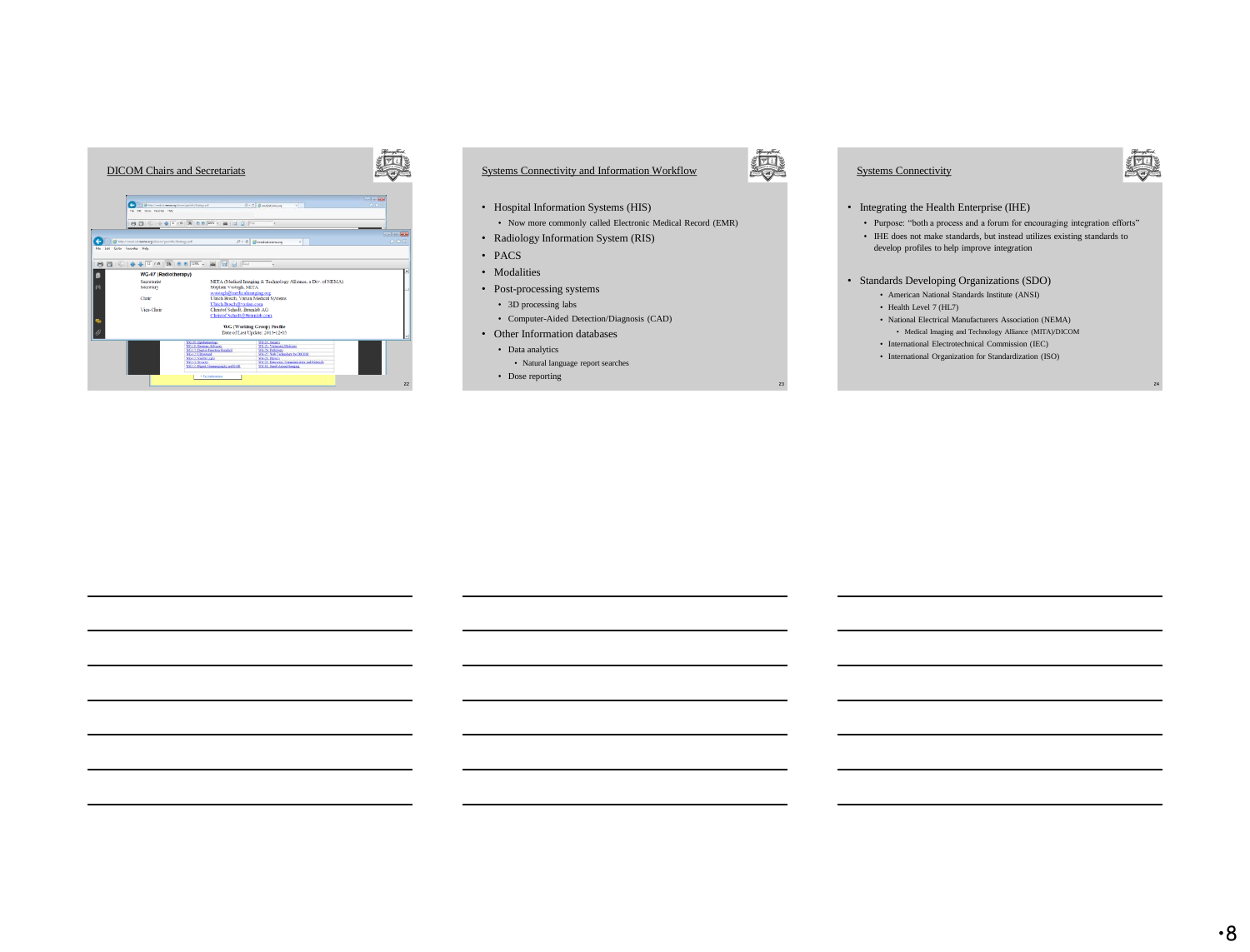## DICOM Chairs and Secretariats

WG-07 (Radiotherapy)

| | |
|---|---|
| Secretariat | MITA (Medical Imaging & Technology Alliance, a Div. of NEMA) |
| Secretary | Stephen Vastagh, MITA |
| Chair | Ulrich Busch, Varian Medical Systems |
| Vice-Chair | Christof Schadt, Brainlab AG |

WG (Working Group) Profile

## Systems Connectivity and Information Workflow

- Hospital Information Systems (HIS)
  - Now more commonly called Electronic Medical Record (EMR)
- Radiology Information System (RIS)
- PACS
- Modalities
- Post-processing systems
  - 3D processing labs
  - Computer-Aided Detection/Diagnosis (CAD)
- Other Information databases
  - Data analytics
    - Natural language report searches
  - Dose reporting

## Systems Connectivity

- Integrating the Health Enterprise (IHE)
  - Purpose: "both a process and a forum for encouraging integration efforts"
  - IHE does not make standards, but instead utilizes existing standards to develop profiles to help improve integration
- Standards Developing Organizations (SDO)
  - American National Standards Institute (ANSI)
  - Health Level 7 (HL7)
  - National Electrical Manufacturers Association (NEMA)
    - Medical Imaging and Technology Alliance (MITA)/DICOM
  - International Electrotechnical Commission (IEC)
  - International Organization for Standardization (ISO)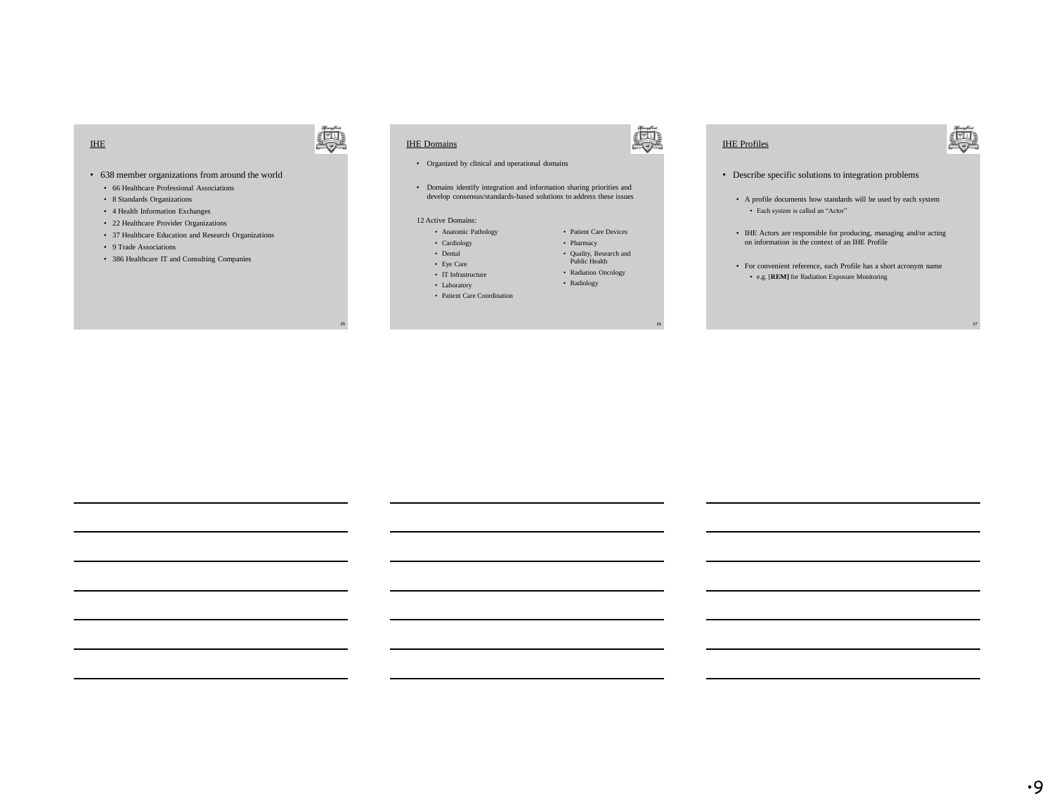## IHE

- 638 member organizations from around the world
  - 66 Healthcare Professional Associations
  - 8 Standards Organizations
  - 4 Health Information Exchanges
  - 22 Healthcare Provider Organizations
  - 37 Healthcare Education and Research Organizations
  - 9 Trade Associations
  - 386 Healthcare IT and Consulting Companies

## IHE Domains

- Organized by clinical and operational domains
- Domains identify integration and information sharing priorities and develop consensus/standards-based solutions to address these issues

12 Active Domains:

- Anatomic Pathology
- Cardiology
- Dental
- Eye Care
- IT Infrastructure
- Laboratory
- Patient Care Coordination
- Patient Care Devices
- Pharmacy
- Quality, Research and Public Health
- Radiation Oncology
- Radiology

## IHE Profiles

- Describe specific solutions to integration problems
  - A profile documents how standards will be used by each system
    - Each system is called an "Actor"
  - IHE Actors are responsible for producing, managing and/or acting on information in the context of an IHE Profile
  - For convenient reference, each Profile has a short acronym name
    - e.g. [**REM**] for Radiation Exposure Monitoring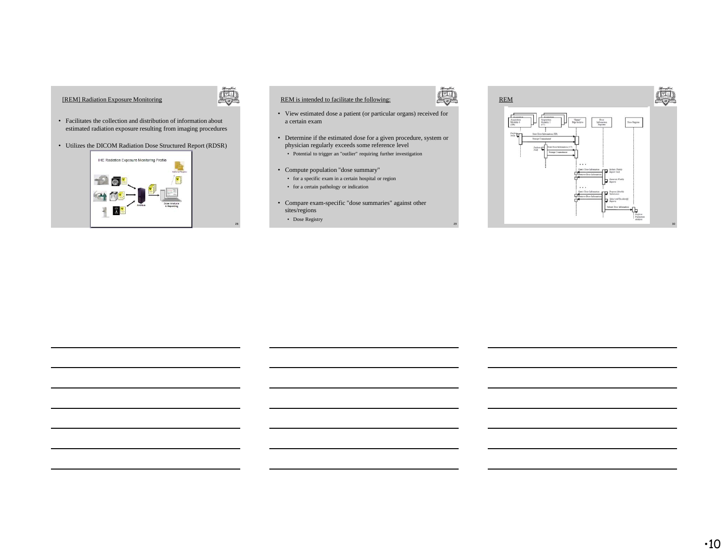## [REM] Radiation Exposure Monitoring

- Facilitates the collection and distribution of information about estimated radiation exposure resulting from imaging procedures
- Utilizes the DICOM Radiation Dose Structured Report (RDSR)

IHE Radiation Exposure Monitoring Profile

## REM is intended to facilitate the following:

- View estimated dose a patient (or particular organs) received for a certain exam
- Determine if the estimated dose for a given procedure, system or physician regularly exceeds some reference level
  - Potential to trigger an "outlier" requiring further investigation
- Compute population "dose summary"
  - for a specific exam in a certain hospital or region
  - for a certain pathology or indication
- Compare exam-specific "dose summaries" against other sites/regions
  - Dose Registry

## REM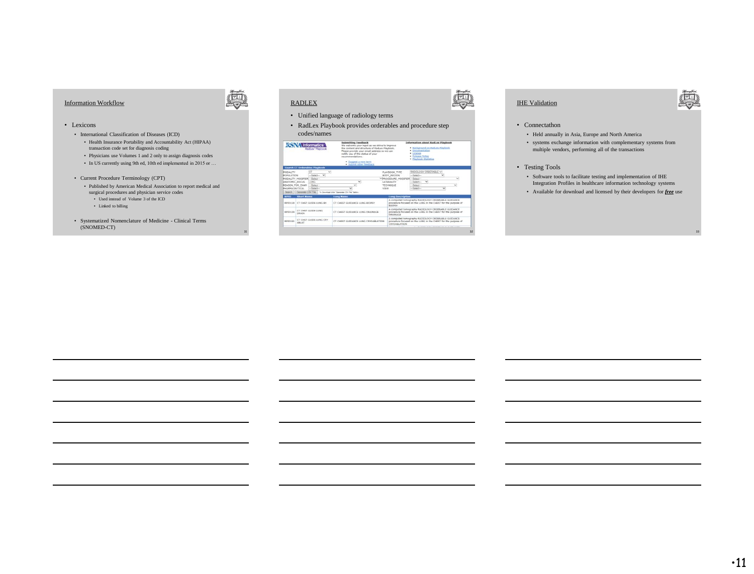## Information Workflow

- Lexicons
  - International Classification of Diseases (ICD)
    - Health Insurance Portability and Accountability Act (HIPAA) transaction code set for diagnosis coding
    - Physicians use Volumes 1 and 2 only to assign diagnosis codes
    - In US currently using 9th ed, 10th ed implemented in 2015 or …
  - Current Procedure Terminology (CPT)
    - Published by American Medical Association to report medical and surgical procedures and physician service codes
      - Used instead of Volume 3 of the ICD
      - Linked to billing
  - Systematized Nomenclature of Medicine - Clinical Terms (SNOMED-CT)

## RADLEX

- Unified language of radiology terms
- RadLex Playbook provides orderables and procedure step codes/names

## IHE Validation

- Connectathon
  - Held annually in Asia, Europe and North America
  - systems exchange information with complementary systems from multiple vendors, performing all of the transactions
- Testing Tools
  - Software tools to facilitate testing and implementation of IHE Integration Profiles in healthcare information technology systems
  - Available for download and licensed by their developers for ***free*** use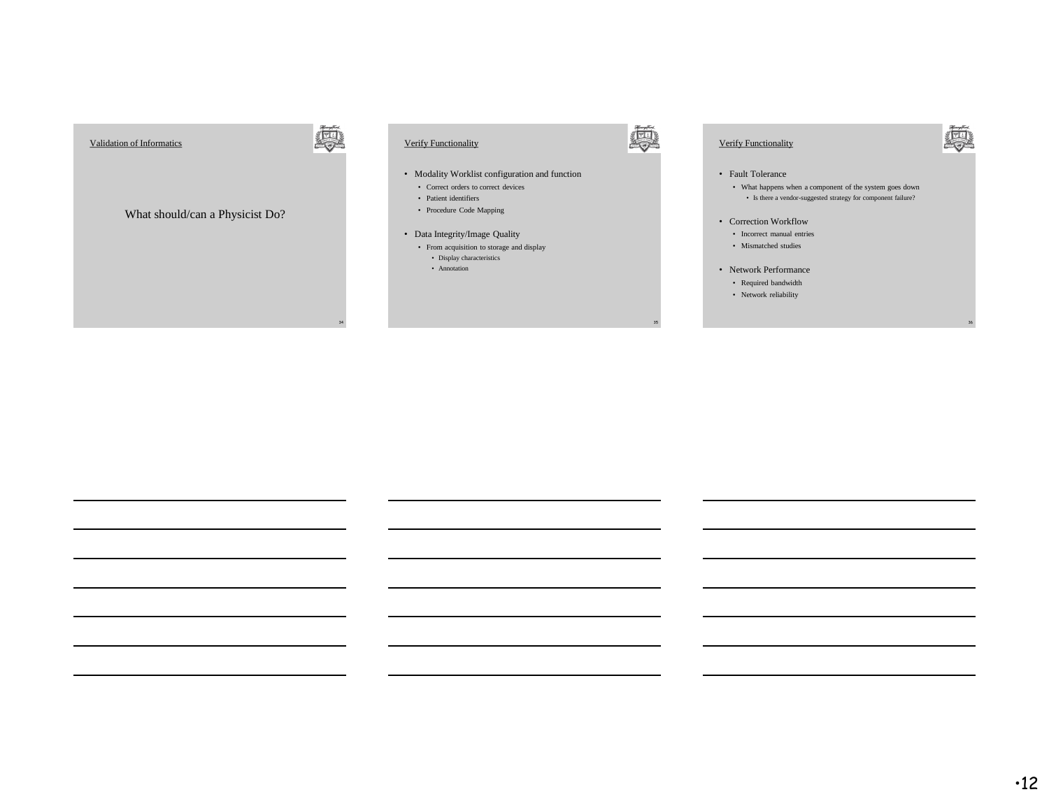## Validation of Informatics

What should/can a Physicist Do?

## Verify Functionality

- Modality Worklist configuration and function
  - Correct orders to correct devices
  - Patient identifiers
  - Procedure Code Mapping
- Data Integrity/Image Quality
  - From acquisition to storage and display
    - Display characteristics
    - Annotation

## Verify Functionality

- Fault Tolerance
  - What happens when a component of the system goes down
    - Is there a vendor-suggested strategy for component failure?
- Correction Workflow
  - Incorrect manual entries
  - Mismatched studies
- Network Performance
  - Required bandwidth
  - Network reliability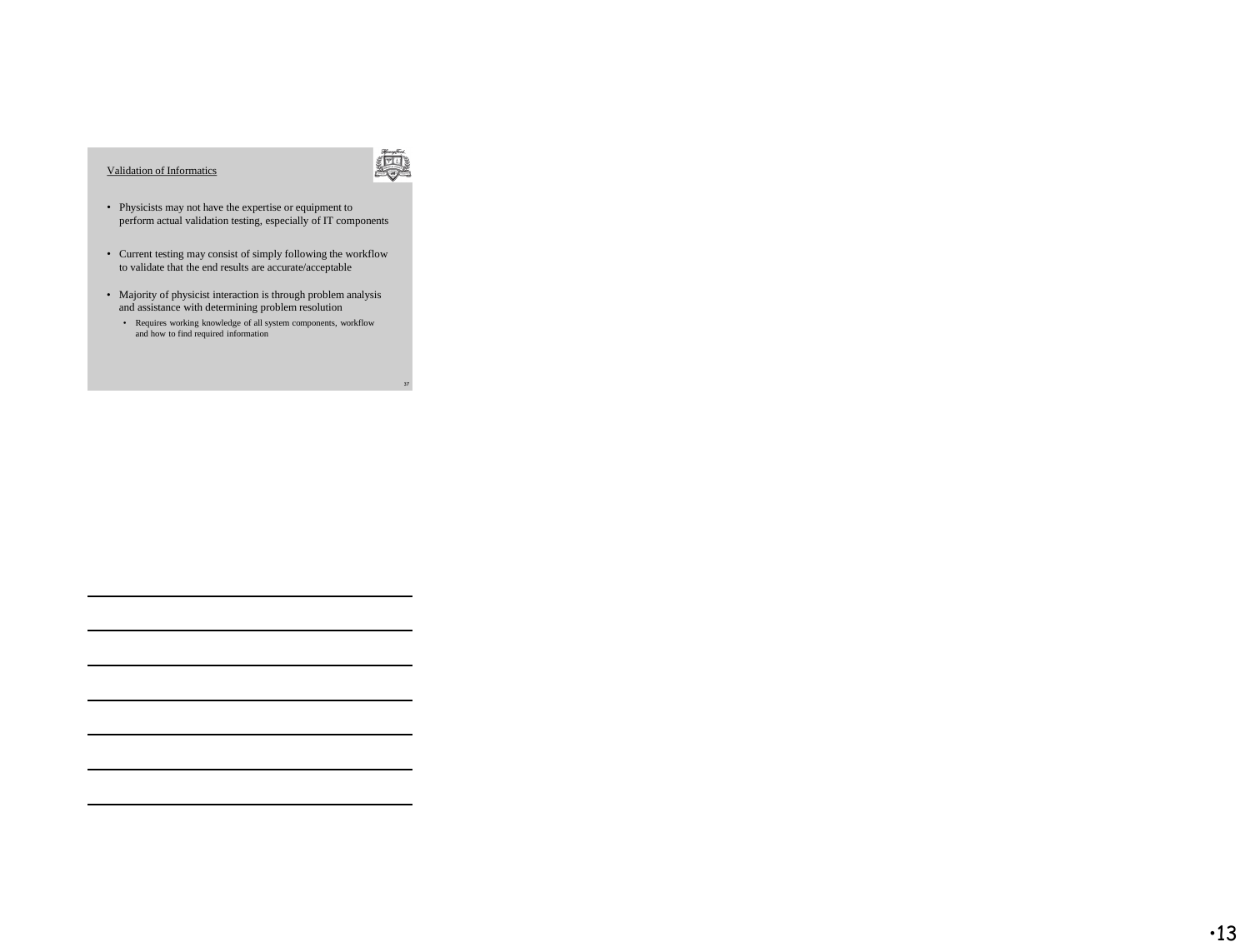## Validation of Informatics

- Physicists may not have the expertise or equipment to perform actual validation testing, especially of IT components
- Current testing may consist of simply following the workflow to validate that the end results are accurate/acceptable
- Majority of physicist interaction is through problem analysis and assistance with determining problem resolution
  - Requires working knowledge of all system components, workflow and how to find required information